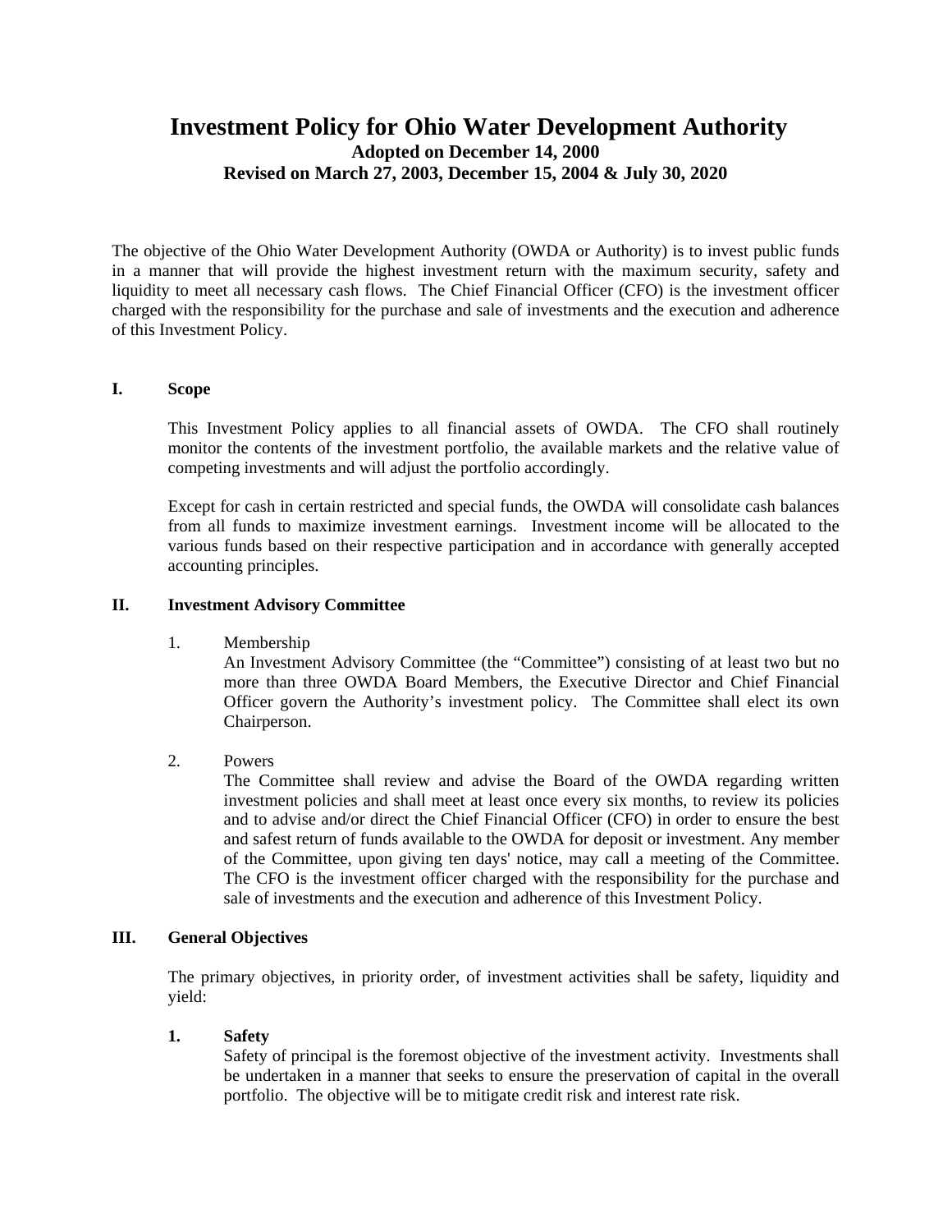# Investment Policy for Ohio Water Development Authority

**Adopted on December 14, 2000**
**Revised on March 27, 2003, December 15, 2004 & July 30, 2020**

The objective of the Ohio Water Development Authority (OWDA or Authority) is to invest public funds in a manner that will provide the highest investment return with the maximum security, safety and liquidity to meet all necessary cash flows. The Chief Financial Officer (CFO) is the investment officer charged with the responsibility for the purchase and sale of investments and the execution and adherence of this Investment Policy.

## I. Scope

This Investment Policy applies to all financial assets of OWDA. The CFO shall routinely monitor the contents of the investment portfolio, the available markets and the relative value of competing investments and will adjust the portfolio accordingly.

Except for cash in certain restricted and special funds, the OWDA will consolidate cash balances from all funds to maximize investment earnings. Investment income will be allocated to the various funds based on their respective participation and in accordance with generally accepted accounting principles.

## II. Investment Advisory Committee

1. Membership
   An Investment Advisory Committee (the "Committee") consisting of at least two but no more than three OWDA Board Members, the Executive Director and Chief Financial Officer govern the Authority's investment policy. The Committee shall elect its own Chairperson.

2. Powers
   The Committee shall review and advise the Board of the OWDA regarding written investment policies and shall meet at least once every six months, to review its policies and to advise and/or direct the Chief Financial Officer (CFO) in order to ensure the best and safest return of funds available to the OWDA for deposit or investment. Any member of the Committee, upon giving ten days' notice, may call a meeting of the Committee. The CFO is the investment officer charged with the responsibility for the purchase and sale of investments and the execution and adherence of this Investment Policy.

## III. General Objectives

The primary objectives, in priority order, of investment activities shall be safety, liquidity and yield:

1. **Safety**
   Safety of principal is the foremost objective of the investment activity. Investments shall be undertaken in a manner that seeks to ensure the preservation of capital in the overall portfolio. The objective will be to mitigate credit risk and interest rate risk.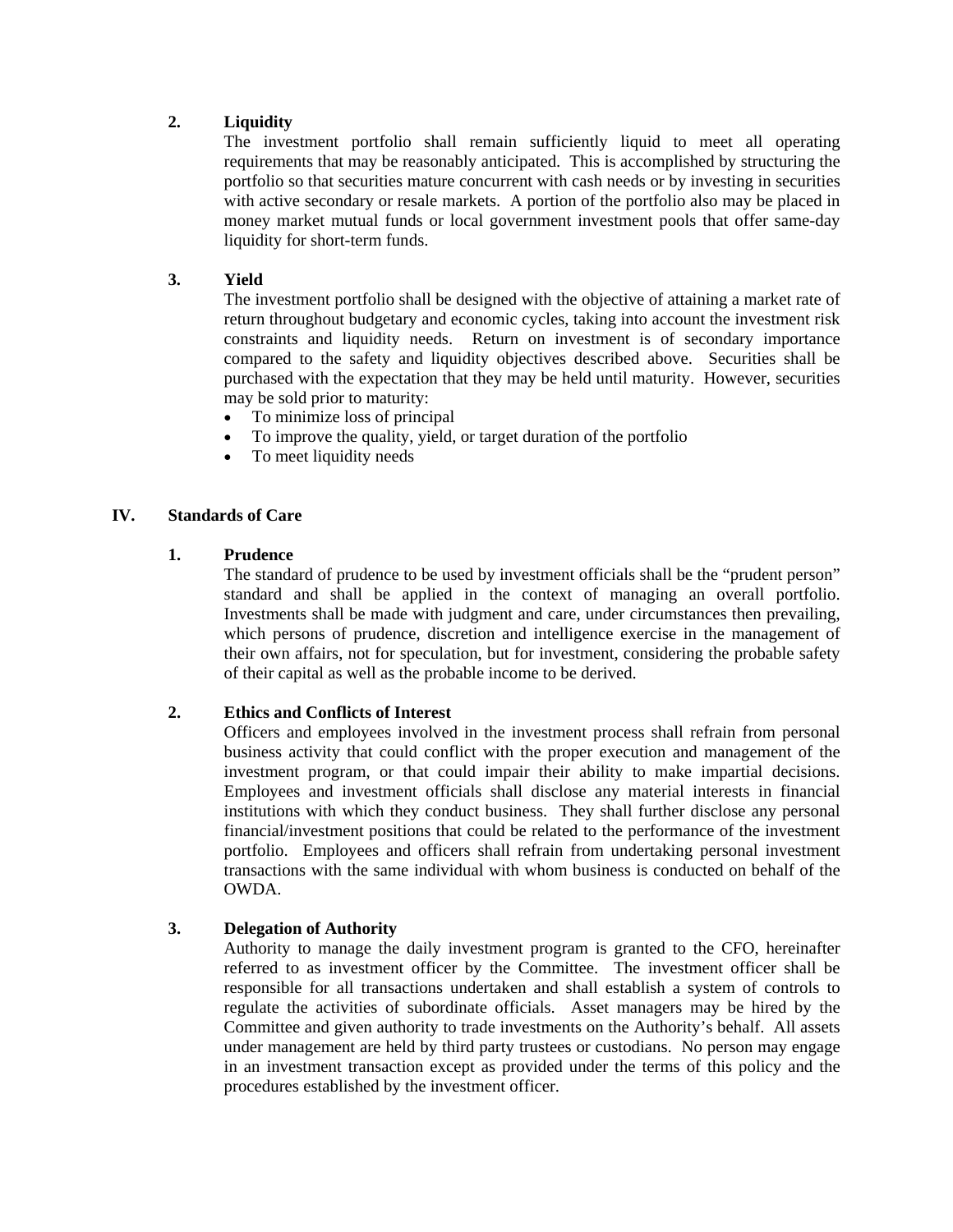### 2. Liquidity

The investment portfolio shall remain sufficiently liquid to meet all operating requirements that may be reasonably anticipated. This is accomplished by structuring the portfolio so that securities mature concurrent with cash needs or by investing in securities with active secondary or resale markets. A portion of the portfolio also may be placed in money market mutual funds or local government investment pools that offer same-day liquidity for short-term funds.

### 3. Yield

The investment portfolio shall be designed with the objective of attaining a market rate of return throughout budgetary and economic cycles, taking into account the investment risk constraints and liquidity needs. Return on investment is of secondary importance compared to the safety and liquidity objectives described above. Securities shall be purchased with the expectation that they may be held until maturity. However, securities may be sold prior to maturity:

- To minimize loss of principal
- To improve the quality, yield, or target duration of the portfolio
- To meet liquidity needs

## IV. Standards of Care

### 1. Prudence

The standard of prudence to be used by investment officials shall be the "prudent person" standard and shall be applied in the context of managing an overall portfolio. Investments shall be made with judgment and care, under circumstances then prevailing, which persons of prudence, discretion and intelligence exercise in the management of their own affairs, not for speculation, but for investment, considering the probable safety of their capital as well as the probable income to be derived.

### 2. Ethics and Conflicts of Interest

Officers and employees involved in the investment process shall refrain from personal business activity that could conflict with the proper execution and management of the investment program, or that could impair their ability to make impartial decisions. Employees and investment officials shall disclose any material interests in financial institutions with which they conduct business. They shall further disclose any personal financial/investment positions that could be related to the performance of the investment portfolio. Employees and officers shall refrain from undertaking personal investment transactions with the same individual with whom business is conducted on behalf of the OWDA.

### 3. Delegation of Authority

Authority to manage the daily investment program is granted to the CFO, hereinafter referred to as investment officer by the Committee. The investment officer shall be responsible for all transactions undertaken and shall establish a system of controls to regulate the activities of subordinate officials. Asset managers may be hired by the Committee and given authority to trade investments on the Authority's behalf. All assets under management are held by third party trustees or custodians. No person may engage in an investment transaction except as provided under the terms of this policy and the procedures established by the investment officer.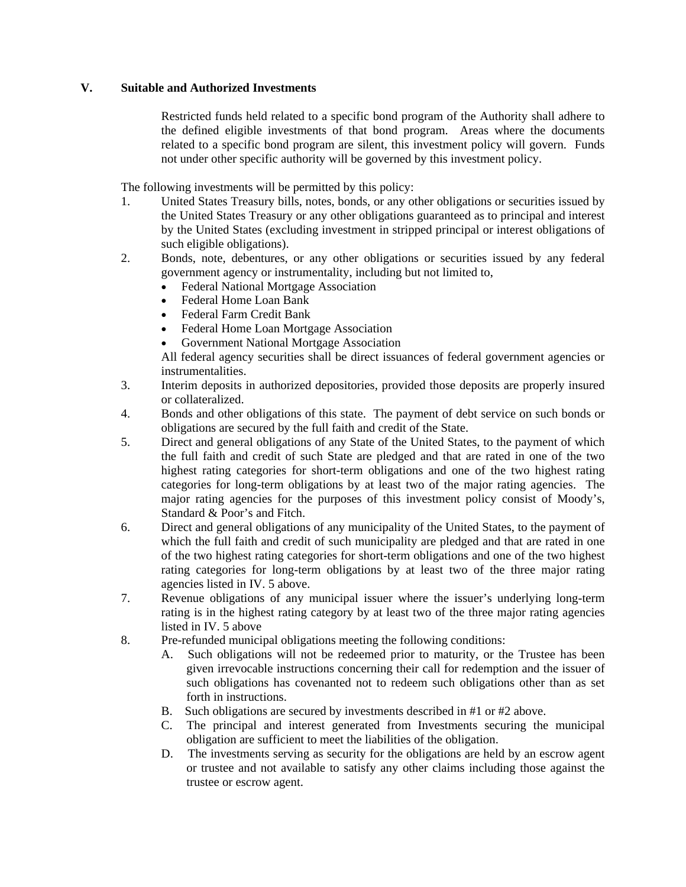## V. Suitable and Authorized Investments

Restricted funds held related to a specific bond program of the Authority shall adhere to the defined eligible investments of that bond program. Areas where the documents related to a specific bond program are silent, this investment policy will govern. Funds not under other specific authority will be governed by this investment policy.

The following investments will be permitted by this policy:

1. United States Treasury bills, notes, bonds, or any other obligations or securities issued by the United States Treasury or any other obligations guaranteed as to principal and interest by the United States (excluding investment in stripped principal or interest obligations of such eligible obligations).
2. Bonds, note, debentures, or any other obligations or securities issued by any federal government agency or instrumentality, including but not limited to,
   - Federal National Mortgage Association
   - Federal Home Loan Bank
   - Federal Farm Credit Bank
   - Federal Home Loan Mortgage Association
   - Government National Mortgage Association

   All federal agency securities shall be direct issuances of federal government agencies or instrumentalities.
3. Interim deposits in authorized depositories, provided those deposits are properly insured or collateralized.
4. Bonds and other obligations of this state. The payment of debt service on such bonds or obligations are secured by the full faith and credit of the State.
5. Direct and general obligations of any State of the United States, to the payment of which the full faith and credit of such State are pledged and that are rated in one of the two highest rating categories for short-term obligations and one of the two highest rating categories for long-term obligations by at least two of the major rating agencies. The major rating agencies for the purposes of this investment policy consist of Moody's, Standard & Poor's and Fitch.
6. Direct and general obligations of any municipality of the United States, to the payment of which the full faith and credit of such municipality are pledged and that are rated in one of the two highest rating categories for short-term obligations and one of the two highest rating categories for long-term obligations by at least two of the three major rating agencies listed in IV. 5 above.
7. Revenue obligations of any municipal issuer where the issuer's underlying long-term rating is in the highest rating category by at least two of the three major rating agencies listed in IV. 5 above
8. Pre-refunded municipal obligations meeting the following conditions:
   - A. Such obligations will not be redeemed prior to maturity, or the Trustee has been given irrevocable instructions concerning their call for redemption and the issuer of such obligations has covenanted not to redeem such obligations other than as set forth in instructions.
   - B. Such obligations are secured by investments described in #1 or #2 above.
   - C. The principal and interest generated from Investments securing the municipal obligation are sufficient to meet the liabilities of the obligation.
   - D. The investments serving as security for the obligations are held by an escrow agent or trustee and not available to satisfy any other claims including those against the trustee or escrow agent.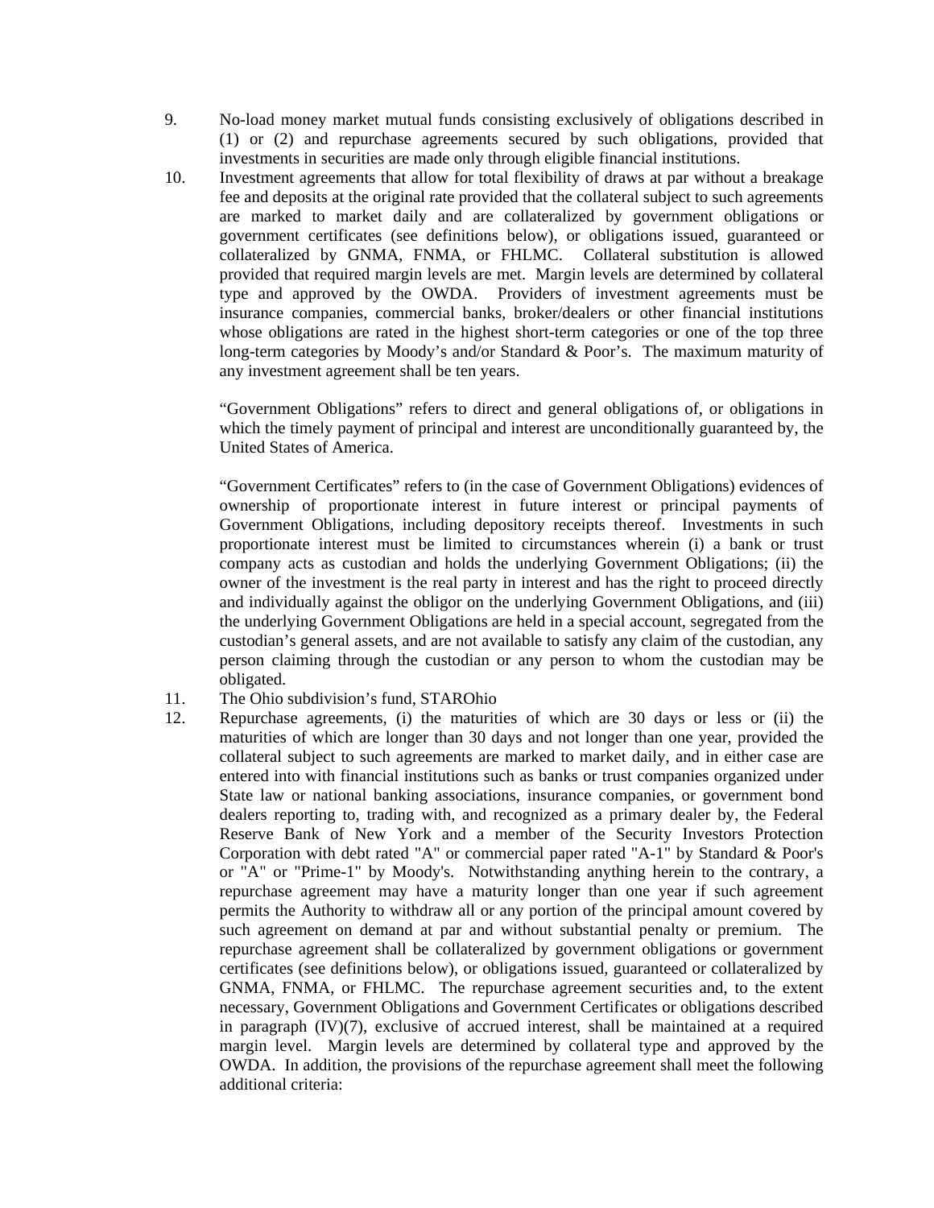9. No-load money market mutual funds consisting exclusively of obligations described in (1) or (2) and repurchase agreements secured by such obligations, provided that investments in securities are made only through eligible financial institutions.

10. Investment agreements that allow for total flexibility of draws at par without a breakage fee and deposits at the original rate provided that the collateral subject to such agreements are marked to market daily and are collateralized by government obligations or government certificates (see definitions below), or obligations issued, guaranteed or collateralized by GNMA, FNMA, or FHLMC. Collateral substitution is allowed provided that required margin levels are met. Margin levels are determined by collateral type and approved by the OWDA. Providers of investment agreements must be insurance companies, commercial banks, broker/dealers or other financial institutions whose obligations are rated in the highest short-term categories or one of the top three long-term categories by Moody's and/or Standard & Poor's. The maximum maturity of any investment agreement shall be ten years.

    "Government Obligations" refers to direct and general obligations of, or obligations in which the timely payment of principal and interest are unconditionally guaranteed by, the United States of America.

    "Government Certificates" refers to (in the case of Government Obligations) evidences of ownership of proportionate interest in future interest or principal payments of Government Obligations, including depository receipts thereof. Investments in such proportionate interest must be limited to circumstances wherein (i) a bank or trust company acts as custodian and holds the underlying Government Obligations; (ii) the owner of the investment is the real party in interest and has the right to proceed directly and individually against the obligor on the underlying Government Obligations, and (iii) the underlying Government Obligations are held in a special account, segregated from the custodian's general assets, and are not available to satisfy any claim of the custodian, any person claiming through the custodian or any person to whom the custodian may be obligated.

11. The Ohio subdivision's fund, STAROhio

12. Repurchase agreements, (i) the maturities of which are 30 days or less or (ii) the maturities of which are longer than 30 days and not longer than one year, provided the collateral subject to such agreements are marked to market daily, and in either case are entered into with financial institutions such as banks or trust companies organized under State law or national banking associations, insurance companies, or government bond dealers reporting to, trading with, and recognized as a primary dealer by, the Federal Reserve Bank of New York and a member of the Security Investors Protection Corporation with debt rated "A" or commercial paper rated "A-1" by Standard & Poor's or "A" or "Prime-1" by Moody's. Notwithstanding anything herein to the contrary, a repurchase agreement may have a maturity longer than one year if such agreement permits the Authority to withdraw all or any portion of the principal amount covered by such agreement on demand at par and without substantial penalty or premium. The repurchase agreement shall be collateralized by government obligations or government certificates (see definitions below), or obligations issued, guaranteed or collateralized by GNMA, FNMA, or FHLMC. The repurchase agreement securities and, to the extent necessary, Government Obligations and Government Certificates or obligations described in paragraph (IV)(7), exclusive of accrued interest, shall be maintained at a required margin level. Margin levels are determined by collateral type and approved by the OWDA. In addition, the provisions of the repurchase agreement shall meet the following additional criteria: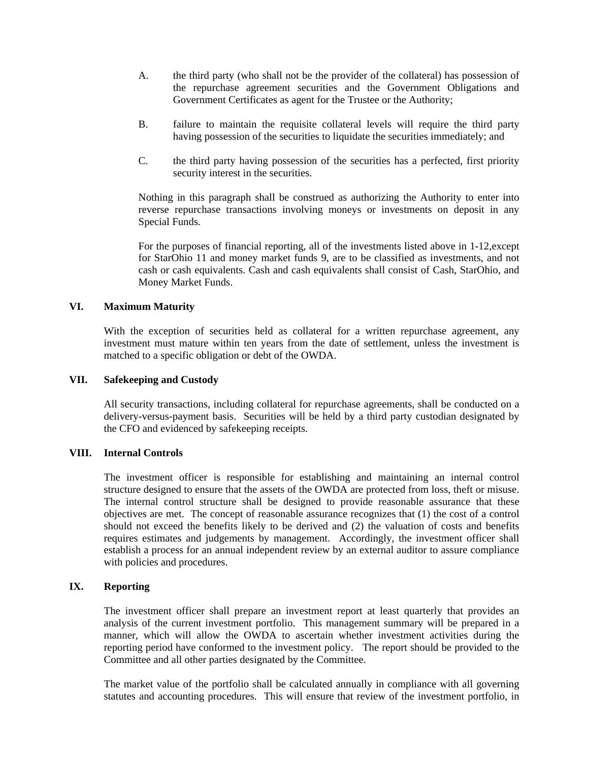A. the third party (who shall not be the provider of the collateral) has possession of the repurchase agreement securities and the Government Obligations and Government Certificates as agent for the Trustee or the Authority;

B. failure to maintain the requisite collateral levels will require the third party having possession of the securities to liquidate the securities immediately; and

C. the third party having possession of the securities has a perfected, first priority security interest in the securities.

Nothing in this paragraph shall be construed as authorizing the Authority to enter into reverse repurchase transactions involving moneys or investments on deposit in any Special Funds.

For the purposes of financial reporting, all of the investments listed above in 1-12,except for StarOhio 11 and money market funds 9, are to be classified as investments, and not cash or cash equivalents. Cash and cash equivalents shall consist of Cash, StarOhio, and Money Market Funds.

## VI. Maximum Maturity

With the exception of securities held as collateral for a written repurchase agreement, any investment must mature within ten years from the date of settlement, unless the investment is matched to a specific obligation or debt of the OWDA.

## VII. Safekeeping and Custody

All security transactions, including collateral for repurchase agreements, shall be conducted on a delivery-versus-payment basis. Securities will be held by a third party custodian designated by the CFO and evidenced by safekeeping receipts.

## VIII. Internal Controls

The investment officer is responsible for establishing and maintaining an internal control structure designed to ensure that the assets of the OWDA are protected from loss, theft or misuse. The internal control structure shall be designed to provide reasonable assurance that these objectives are met. The concept of reasonable assurance recognizes that (1) the cost of a control should not exceed the benefits likely to be derived and (2) the valuation of costs and benefits requires estimates and judgements by management. Accordingly, the investment officer shall establish a process for an annual independent review by an external auditor to assure compliance with policies and procedures.

## IX. Reporting

The investment officer shall prepare an investment report at least quarterly that provides an analysis of the current investment portfolio. This management summary will be prepared in a manner, which will allow the OWDA to ascertain whether investment activities during the reporting period have conformed to the investment policy. The report should be provided to the Committee and all other parties designated by the Committee.

The market value of the portfolio shall be calculated annually in compliance with all governing statutes and accounting procedures. This will ensure that review of the investment portfolio, in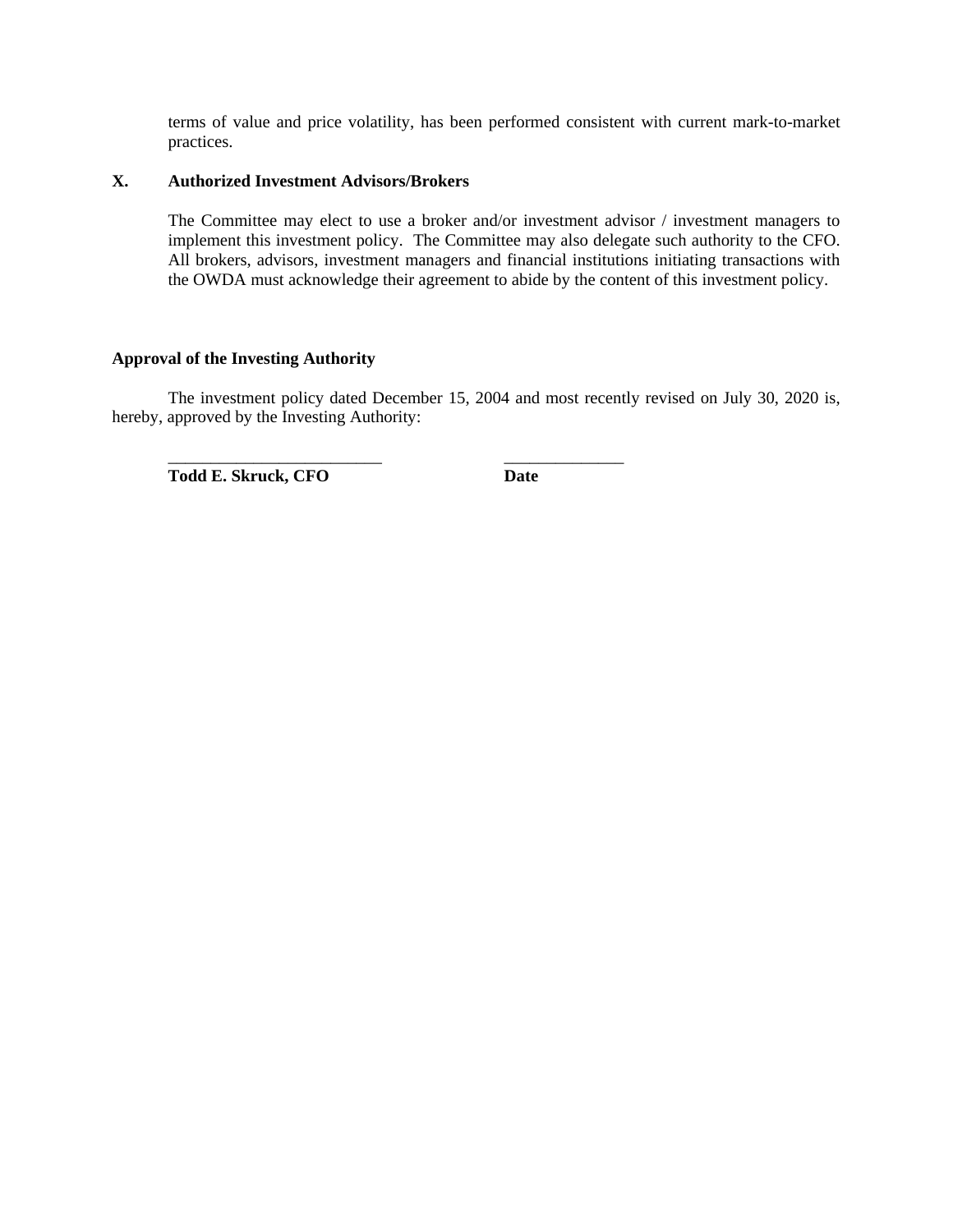terms of value and price volatility, has been performed consistent with current mark-to-market practices.

## X. Authorized Investment Advisors/Brokers

The Committee may elect to use a broker and/or investment advisor / investment managers to implement this investment policy. The Committee may also delegate such authority to the CFO. All brokers, advisors, investment managers and financial institutions initiating transactions with the OWDA must acknowledge their agreement to abide by the content of this investment policy.

## Approval of the Investing Authority

The investment policy dated December 15, 2004 and most recently revised on July 30, 2020 is, hereby, approved by the Investing Authority:

\_\_\_\_\_\_\_\_\_\_\_\_\_\_\_\_\_\_\_\_\_\_\_\_\_\_ &nbsp;&nbsp;&nbsp;&nbsp;&nbsp;&nbsp;&nbsp;&nbsp; \_\_\_\_\_\_\_\_\_\_\_\_\_\_\_

**Todd E. Skruck, CFO** &nbsp;&nbsp;&nbsp;&nbsp;&nbsp;&nbsp;&nbsp;&nbsp; **Date**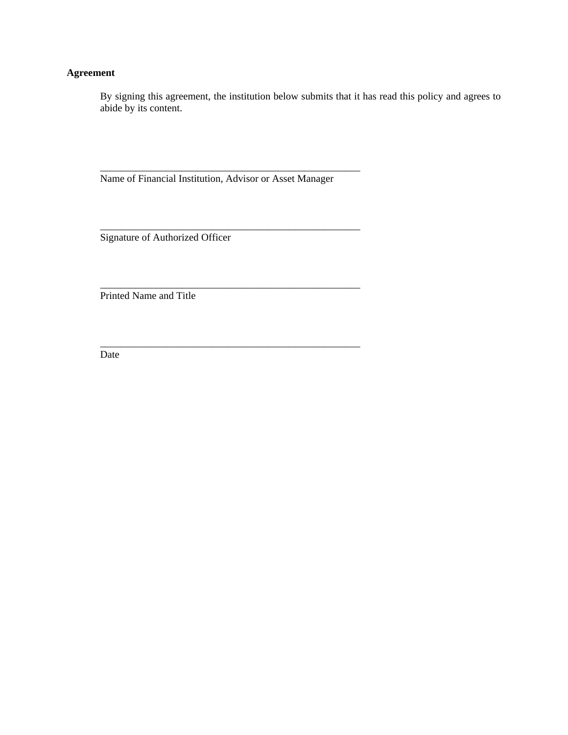**Agreement**

By signing this agreement, the institution below submits that it has read this policy and agrees to abide by its content.

_____________________________________________________
Name of Financial Institution, Advisor or Asset Manager

_____________________________________________________
Signature of Authorized Officer

_____________________________________________________
Printed Name and Title

_____________________________________________________
Date